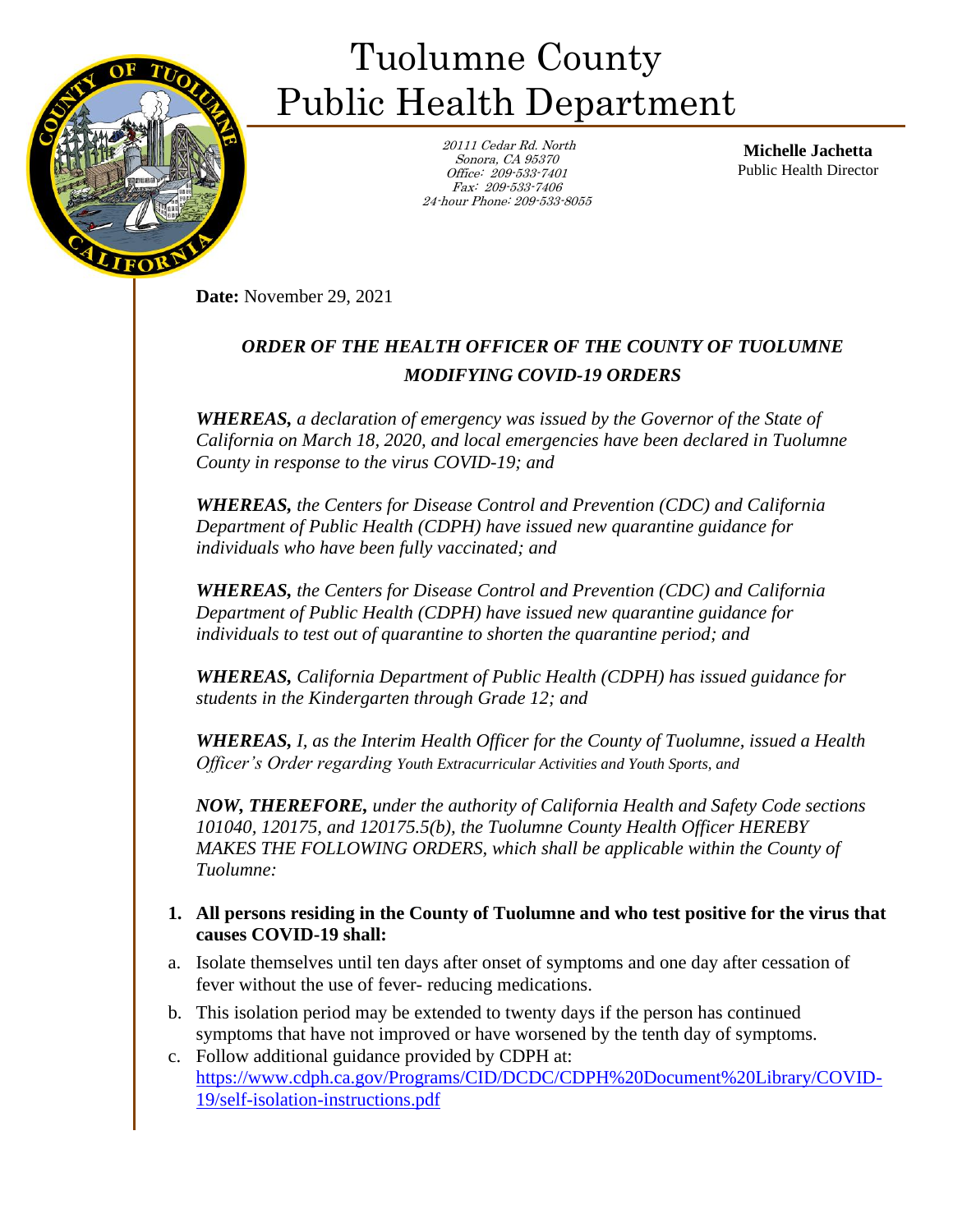# Tuolumne County Public Health Department

20111 Cedar Rd. North
Sonora, CA 95370
Office: 209-533-7401
Fax: 209-533-7406
24-hour Phone: 209-533-8055

**Michelle Jachetta**
Public Health Director

**Date:** November 29, 2021

## *ORDER OF THE HEALTH OFFICER OF THE COUNTY OF TUOLUMNE MODIFYING COVID-19 ORDERS*

***WHEREAS,*** *a declaration of emergency was issued by the Governor of the State of California on March 18, 2020, and local emergencies have been declared in Tuolumne County in response to the virus COVID-19; and*

***WHEREAS,*** *the Centers for Disease Control and Prevention (CDC) and California Department of Public Health (CDPH) have issued new quarantine guidance for individuals who have been fully vaccinated; and*

***WHEREAS,*** *the Centers for Disease Control and Prevention (CDC) and California Department of Public Health (CDPH) have issued new quarantine guidance for individuals to test out of quarantine to shorten the quarantine period; and*

***WHEREAS,*** *California Department of Public Health (CDPH) has issued guidance for students in the Kindergarten through Grade 12; and*

***WHEREAS,*** *I, as the Interim Health Officer for the County of Tuolumne, issued a Health Officer's Order regarding Youth Extracurricular Activities and Youth Sports, and*

***NOW, THEREFORE,*** *under the authority of California Health and Safety Code sections 101040, 120175, and 120175.5(b), the Tuolumne County Health Officer HEREBY MAKES THE FOLLOWING ORDERS, which shall be applicable within the County of Tuolumne:*

1. **All persons residing in the County of Tuolumne and who test positive for the virus that causes COVID-19 shall:**

a. Isolate themselves until ten days after onset of symptoms and one day after cessation of fever without the use of fever- reducing medications.

b. This isolation period may be extended to twenty days if the person has continued symptoms that have not improved or have worsened by the tenth day of symptoms.

c. Follow additional guidance provided by CDPH at: https://www.cdph.ca.gov/Programs/CID/DCDC/CDPH%20Document%20Library/COVID-19/self-isolation-instructions.pdf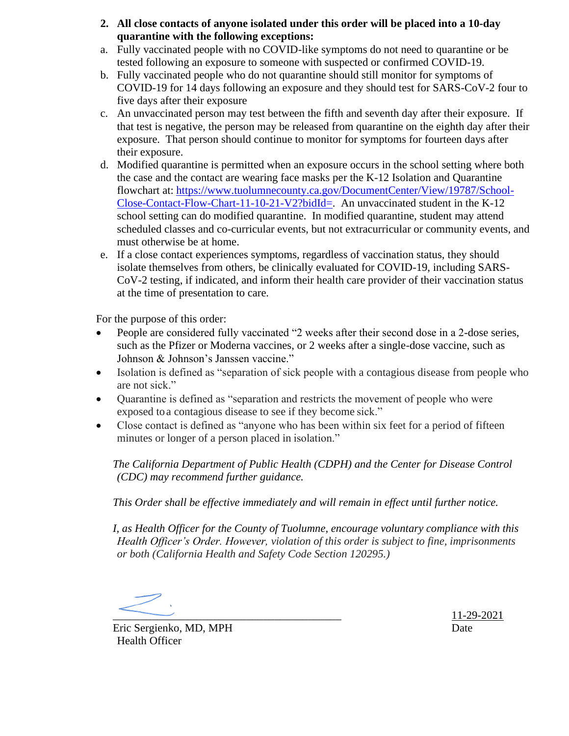2. **All close contacts of anyone isolated under this order will be placed into a 10-day quarantine with the following exceptions:**

a. Fully vaccinated people with no COVID-like symptoms do not need to quarantine or be tested following an exposure to someone with suspected or confirmed COVID-19.

b. Fully vaccinated people who do not quarantine should still monitor for symptoms of COVID-19 for 14 days following an exposure and they should test for SARS-CoV-2 four to five days after their exposure

c. An unvaccinated person may test between the fifth and seventh day after their exposure. If that test is negative, the person may be released from quarantine on the eighth day after their exposure. That person should continue to monitor for symptoms for fourteen days after their exposure.

d. Modified quarantine is permitted when an exposure occurs in the school setting where both the case and the contact are wearing face masks per the K-12 Isolation and Quarantine flowchart at: [https://www.tuolumnecounty.ca.gov/DocumentCenter/View/19787/School-Close-Contact-Flow-Chart-11-10-21-V2?bidId=](https://www.tuolumnecounty.ca.gov/DocumentCenter/View/19787/School-Close-Contact-Flow-Chart-11-10-21-V2?bidId=). An unvaccinated student in the K-12 school setting can do modified quarantine. In modified quarantine, student may attend scheduled classes and co-curricular events, but not extracurricular or community events, and must otherwise be at home.

e. If a close contact experiences symptoms, regardless of vaccination status, they should isolate themselves from others, be clinically evaluated for COVID-19, including SARS-CoV-2 testing, if indicated, and inform their health care provider of their vaccination status at the time of presentation to care.

For the purpose of this order:

- People are considered fully vaccinated "2 weeks after their second dose in a 2-dose series, such as the Pfizer or Moderna vaccines, or 2 weeks after a single-dose vaccine, such as Johnson & Johnson's Janssen vaccine."
- Isolation is defined as "separation of sick people with a contagious disease from people who are not sick."
- Quarantine is defined as "separation and restricts the movement of people who were exposed to a contagious disease to see if they become sick."
- Close contact is defined as "anyone who has been within six feet for a period of fifteen minutes or longer of a person placed in isolation."

*The California Department of Public Health (CDPH) and the Center for Disease Control (CDC) may recommend further guidance.*

*This Order shall be effective immediately and will remain in effect until further notice.*

*I, as Health Officer for the County of Tuolumne, encourage voluntary compliance with this Health Officer's Order. However, violation of this order is subject to fine, imprisonments or both (California Health and Safety Code Section 120295.)*

Eric Sergienko, MD, MPH
Health Officer

11-29-2021
Date